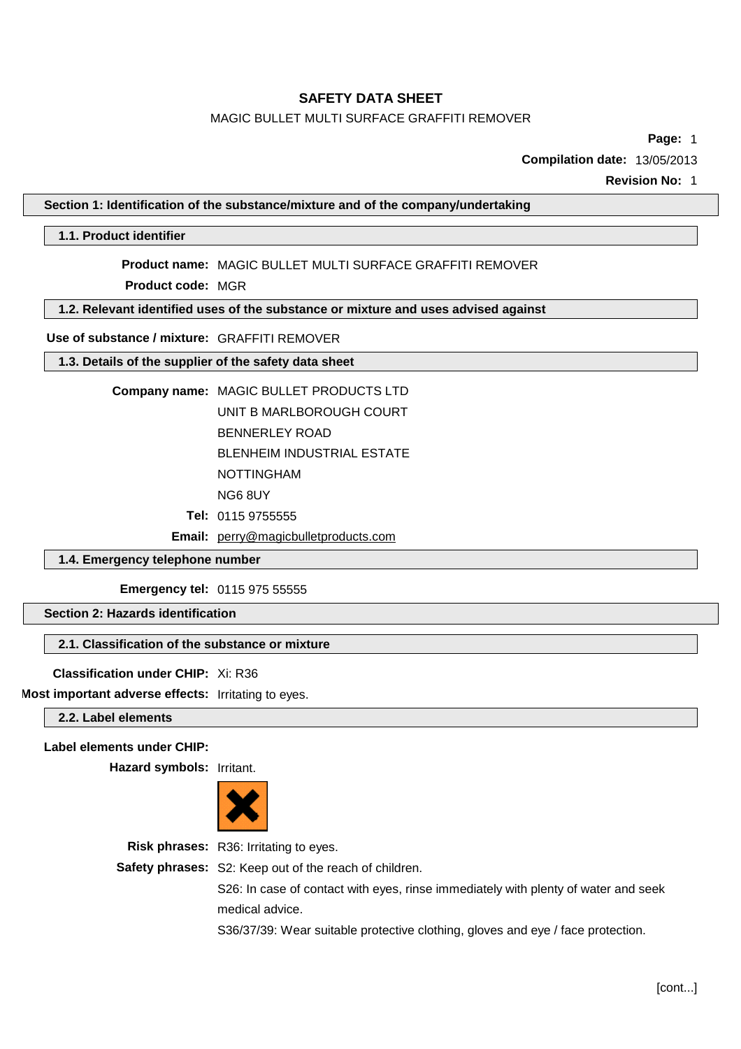# SAFETY DATA SHEET

MAGIC BULLET MULTI SURFACE GRAFFITI REMOVER

**Page:** 1

**Compilation date:** 13/05/2013

**Revision No:** 1

## Section 1: Identification of the substance/mixture and of the company/undertaking

### 1.1. Product identifier

**Product name:** MAGIC BULLET MULTI SURFACE GRAFFITI REMOVER

**Product code:** MGR

### 1.2. Relevant identified uses of the substance or mixture and uses advised against

**Use of substance / mixture:** GRAFFITI REMOVER

### 1.3. Details of the supplier of the safety data sheet

**Company name:** MAGIC BULLET PRODUCTS LTD
UNIT B MARLBOROUGH COURT
BENNERLEY ROAD
BLENHEIM INDUSTRIAL ESTATE
NOTTINGHAM
NG6 8UY

**Tel:** 0115 9755555

**Email:** perry@magicbulletproducts.com

### 1.4. Emergency telephone number

**Emergency tel:** 0115 975 55555

## Section 2: Hazards identification

### 2.1. Classification of the substance or mixture

**Classification under CHIP:** Xi: R36

**Most important adverse effects:** Irritating to eyes.

### 2.2. Label elements

**Label elements under CHIP:**

**Hazard symbols:** Irritant.

**Risk phrases:** R36: Irritating to eyes.

**Safety phrases:** S2: Keep out of the reach of children.

S26: In case of contact with eyes, rinse immediately with plenty of water and seek medical advice.

S36/37/39: Wear suitable protective clothing, gloves and eye / face protection.

[cont...]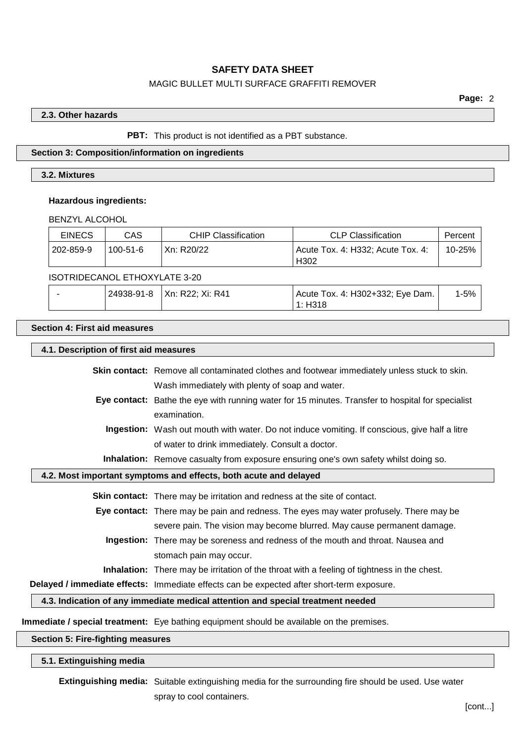### 2.3. Other hazards

**PBT:** This product is not identified as a PBT substance.

## Section 3: Composition/information on ingredients

### 3.2. Mixtures

**Hazardous ingredients:**

BENZYL ALCOHOL

| EINECS | CAS | CHIP Classification | CLP Classification | Percent |
|---|---|---|---|---|
| 202-859-9 | 100-51-6 | Xn: R20/22 | Acute Tox. 4: H332; Acute Tox. 4: H302 | 10-25% |

ISOTRIDECANOL ETHOXYLATE 3-20

| EINECS | CAS | CHIP Classification | CLP Classification | Percent |
|---|---|---|---|---|
| - | 24938-91-8 | Xn: R22; Xi: R41 | Acute Tox. 4: H302+332; Eye Dam. 1: H318 | 1-5% |

## Section 4: First aid measures

### 4.1. Description of first aid measures

**Skin contact:** Remove all contaminated clothes and footwear immediately unless stuck to skin. Wash immediately with plenty of soap and water.

**Eye contact:** Bathe the eye with running water for 15 minutes. Transfer to hospital for specialist examination.

**Ingestion:** Wash out mouth with water. Do not induce vomiting. If conscious, give half a litre of water to drink immediately. Consult a doctor.

**Inhalation:** Remove casualty from exposure ensuring one's own safety whilst doing so.

### 4.2. Most important symptoms and effects, both acute and delayed

**Skin contact:** There may be irritation and redness at the site of contact.

**Eye contact:** There may be pain and redness. The eyes may water profusely. There may be severe pain. The vision may become blurred. May cause permanent damage.

**Ingestion:** There may be soreness and redness of the mouth and throat. Nausea and stomach pain may occur.

**Inhalation:** There may be irritation of the throat with a feeling of tightness in the chest.

**Delayed / immediate effects:** Immediate effects can be expected after short-term exposure.

### 4.3. Indication of any immediate medical attention and special treatment needed

**Immediate / special treatment:** Eye bathing equipment should be available on the premises.

## Section 5: Fire-fighting measures

### 5.1. Extinguishing media

**Extinguishing media:** Suitable extinguishing media for the surrounding fire should be used. Use water spray to cool containers.

[cont...]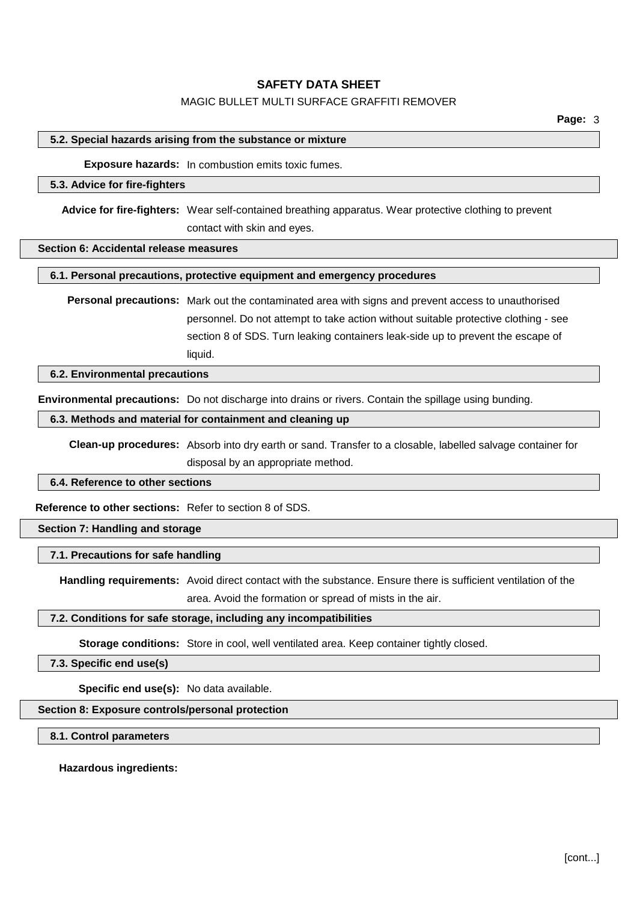### 5.2. Special hazards arising from the substance or mixture

**Exposure hazards:** In combustion emits toxic fumes.

### 5.3. Advice for fire-fighters

**Advice for fire-fighters:** Wear self-contained breathing apparatus. Wear protective clothing to prevent contact with skin and eyes.

## Section 6: Accidental release measures

### 6.1. Personal precautions, protective equipment and emergency procedures

**Personal precautions:** Mark out the contaminated area with signs and prevent access to unauthorised personnel. Do not attempt to take action without suitable protective clothing - see section 8 of SDS. Turn leaking containers leak-side up to prevent the escape of liquid.

### 6.2. Environmental precautions

**Environmental precautions:** Do not discharge into drains or rivers. Contain the spillage using bunding.

### 6.3. Methods and material for containment and cleaning up

**Clean-up procedures:** Absorb into dry earth or sand. Transfer to a closable, labelled salvage container for disposal by an appropriate method.

### 6.4. Reference to other sections

**Reference to other sections:** Refer to section 8 of SDS.

## Section 7: Handling and storage

### 7.1. Precautions for safe handling

**Handling requirements:** Avoid direct contact with the substance. Ensure there is sufficient ventilation of the area. Avoid the formation or spread of mists in the air.

### 7.2. Conditions for safe storage, including any incompatibilities

**Storage conditions:** Store in cool, well ventilated area. Keep container tightly closed.

### 7.3. Specific end use(s)

**Specific end use(s):** No data available.

## Section 8: Exposure controls/personal protection

### 8.1. Control parameters

**Hazardous ingredients:**

[cont...]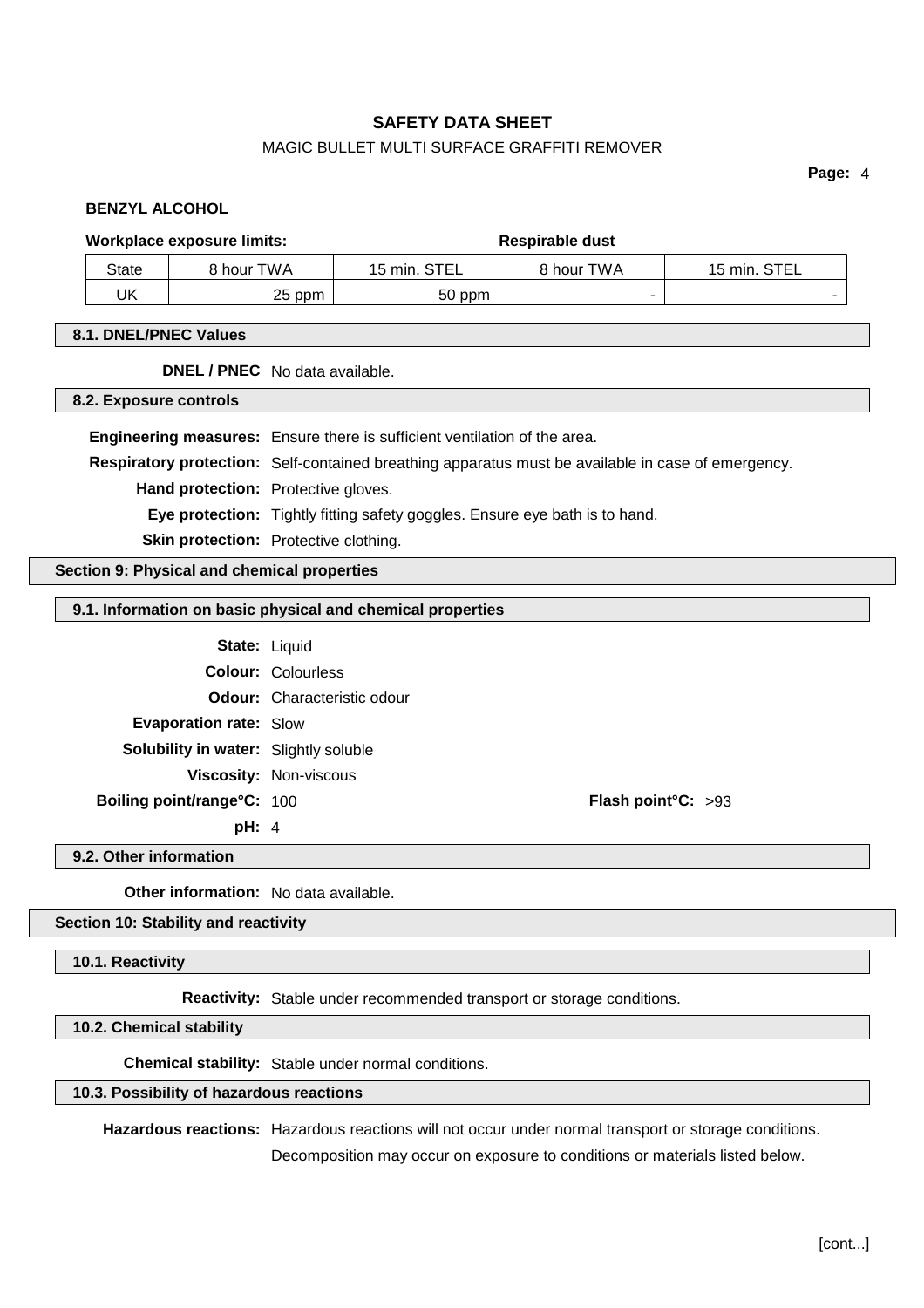**BENZYL ALCOHOL**

| Workplace exposure limits: | | | Respirable dust | |
|---|---|---|---|---|
| State | 8 hour TWA | 15 min. STEL | 8 hour TWA | 15 min. STEL |
| UK | 25 ppm | 50 ppm | - | - |

### 8.1. DNEL/PNEC Values

**DNEL / PNEC** No data available.

### 8.2. Exposure controls

**Engineering measures:** Ensure there is sufficient ventilation of the area.

**Respiratory protection:** Self-contained breathing apparatus must be available in case of emergency.

**Hand protection:** Protective gloves.

**Eye protection:** Tightly fitting safety goggles. Ensure eye bath is to hand.

**Skin protection:** Protective clothing.

## Section 9: Physical and chemical properties

### 9.1. Information on basic physical and chemical properties

**State:** Liquid

**Colour:** Colourless

**Odour:** Characteristic odour

**Evaporation rate:** Slow

**Solubility in water:** Slightly soluble

**Viscosity:** Non-viscous

**Boiling point/range°C:** 100

**Flash point°C:** >93

**pH:** 4

### 9.2. Other information

**Other information:** No data available.

## Section 10: Stability and reactivity

### 10.1. Reactivity

**Reactivity:** Stable under recommended transport or storage conditions.

### 10.2. Chemical stability

**Chemical stability:** Stable under normal conditions.

### 10.3. Possibility of hazardous reactions

**Hazardous reactions:** Hazardous reactions will not occur under normal transport or storage conditions.

Decomposition may occur on exposure to conditions or materials listed below.

[cont...]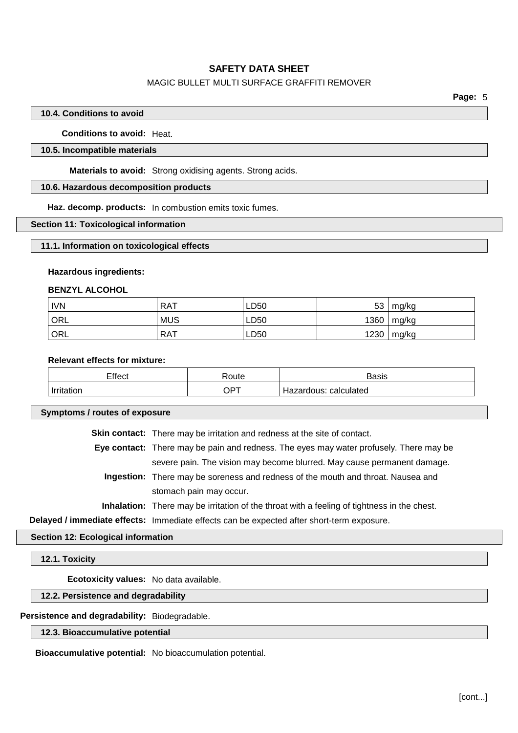### 10.4. Conditions to avoid

**Conditions to avoid:** Heat.

### 10.5. Incompatible materials

**Materials to avoid:** Strong oxidising agents. Strong acids.

### 10.6. Hazardous decomposition products

**Haz. decomp. products:** In combustion emits toxic fumes.

## Section 11: Toxicological information

### 11.1. Information on toxicological effects

**Hazardous ingredients:**

**BENZYL ALCOHOL**

| | | | | |
|---|---|---|---|---|
| IVN | RAT | LD50 | 53 | mg/kg |
| ORL | MUS | LD50 | 1360 | mg/kg |
| ORL | RAT | LD50 | 1230 | mg/kg |

**Relevant effects for mixture:**

| Effect | Route | Basis |
|---|---|---|
| Irritation | OPT | Hazardous: calculated |

### Symptoms / routes of exposure

**Skin contact:** There may be irritation and redness at the site of contact.

**Eye contact:** There may be pain and redness. The eyes may water profusely. There may be severe pain. The vision may become blurred. May cause permanent damage.

**Ingestion:** There may be soreness and redness of the mouth and throat. Nausea and stomach pain may occur.

**Inhalation:** There may be irritation of the throat with a feeling of tightness in the chest.

**Delayed / immediate effects:** Immediate effects can be expected after short-term exposure.

## Section 12: Ecological information

### 12.1. Toxicity

**Ecotoxicity values:** No data available.

### 12.2. Persistence and degradability

**Persistence and degradability:** Biodegradable.

### 12.3. Bioaccumulative potential

**Bioaccumulative potential:** No bioaccumulation potential.

[cont...]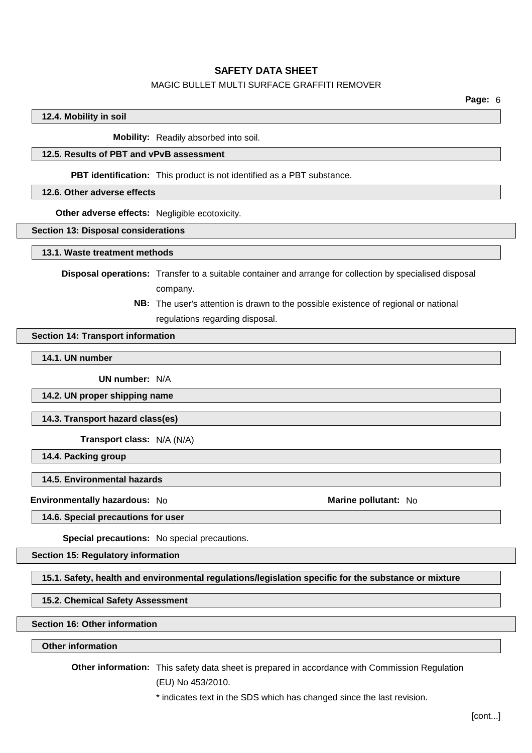### 12.4. Mobility in soil

**Mobility:** Readily absorbed into soil.

### 12.5. Results of PBT and vPvB assessment

**PBT identification:** This product is not identified as a PBT substance.

### 12.6. Other adverse effects

**Other adverse effects:** Negligible ecotoxicity.

## Section 13: Disposal considerations

### 13.1. Waste treatment methods

**Disposal operations:** Transfer to a suitable container and arrange for collection by specialised disposal company.

**NB:** The user's attention is drawn to the possible existence of regional or national regulations regarding disposal.

## Section 14: Transport information

### 14.1. UN number

**UN number:** N/A

### 14.2. UN proper shipping name

### 14.3. Transport hazard class(es)

**Transport class:** N/A (N/A)

### 14.4. Packing group

### 14.5. Environmental hazards

**Environmentally hazardous:** No

**Marine pollutant:** No

### 14.6. Special precautions for user

**Special precautions:** No special precautions.

## Section 15: Regulatory information

### 15.1. Safety, health and environmental regulations/legislation specific for the substance or mixture

### 15.2. Chemical Safety Assessment

## Section 16: Other information

### Other information

**Other information:** This safety data sheet is prepared in accordance with Commission Regulation (EU) No 453/2010.

* indicates text in the SDS which has changed since the last revision.

[cont...]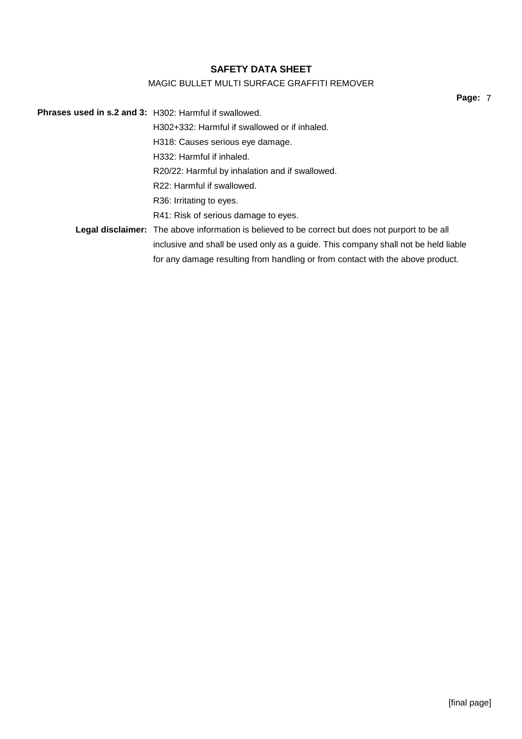**Phrases used in s.2 and 3:** H302: Harmful if swallowed.

H302+332: Harmful if swallowed or if inhaled.

H318: Causes serious eye damage.

H332: Harmful if inhaled.

R20/22: Harmful by inhalation and if swallowed.

R22: Harmful if swallowed.

R36: Irritating to eyes.

R41: Risk of serious damage to eyes.

**Legal disclaimer:** The above information is believed to be correct but does not purport to be all inclusive and shall be used only as a guide. This company shall not be held liable for any damage resulting from handling or from contact with the above product.

[final page]